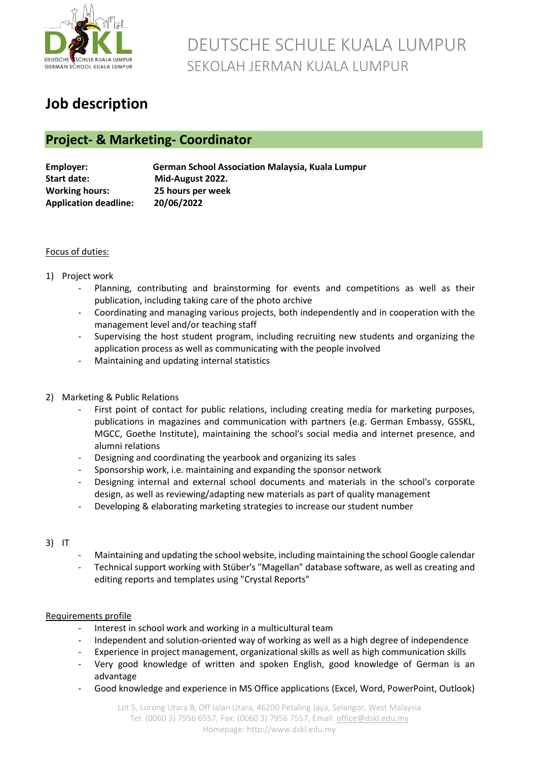# DEUTSCHE SCHULE KUALA LUMPUR

SEKOLAH JERMAN KUALA LUMPUR

# Job description

## Project- & Marketing- Coordinator

**Employer:** **German School Association Malaysia, Kuala Lumpur**
**Start date:** **Mid-August 2022.**
**Working hours:** **25 hours per week**
**Application deadline:** **20/06/2022**

Focus of duties:

1) Project work
   - Planning, contributing and brainstorming for events and competitions as well as their publication, including taking care of the photo archive
   - Coordinating and managing various projects, both independently and in cooperation with the management level and/or teaching staff
   - Supervising the host student program, including recruiting new students and organizing the application process as well as communicating with the people involved
   - Maintaining and updating internal statistics

2) Marketing & Public Relations
   - First point of contact for public relations, including creating media for marketing purposes, publications in magazines and communication with partners (e.g. German Embassy, GSSKL, MGCC, Goethe Institute), maintaining the school's social media and internet presence, and alumni relations
   - Designing and coordinating the yearbook and organizing its sales
   - Sponsorship work, i.e. maintaining and expanding the sponsor network
   - Designing internal and external school documents and materials in the school's corporate design, as well as reviewing/adapting new materials as part of quality management
   - Developing & elaborating marketing strategies to increase our student number

3) IT
   - Maintaining and updating the school website, including maintaining the school Google calendar
   - Technical support working with Stüber's "Magellan" database software, as well as creating and editing reports and templates using "Crystal Reports"

Requirements profile

- Interest in school work and working in a multicultural team
- Independent and solution-oriented way of working as well as a high degree of independence
- Experience in project management, organizational skills as well as high communication skills
- Very good knowledge of written and spoken English, good knowledge of German is an advantage
- Good knowledge and experience in MS Office applications (Excel, Word, PowerPoint, Outlook)

Lot 5, Lorong Utara B, Off Jalan Utara, 46200 Petaling Jaya, Selangor, West Malaysia
Tel: (0060 3) 7956 6557, Fax: (0060 3) 7956 7557, Email: office@dskl.edu.my
Homepage: http://www.dskl.edu.my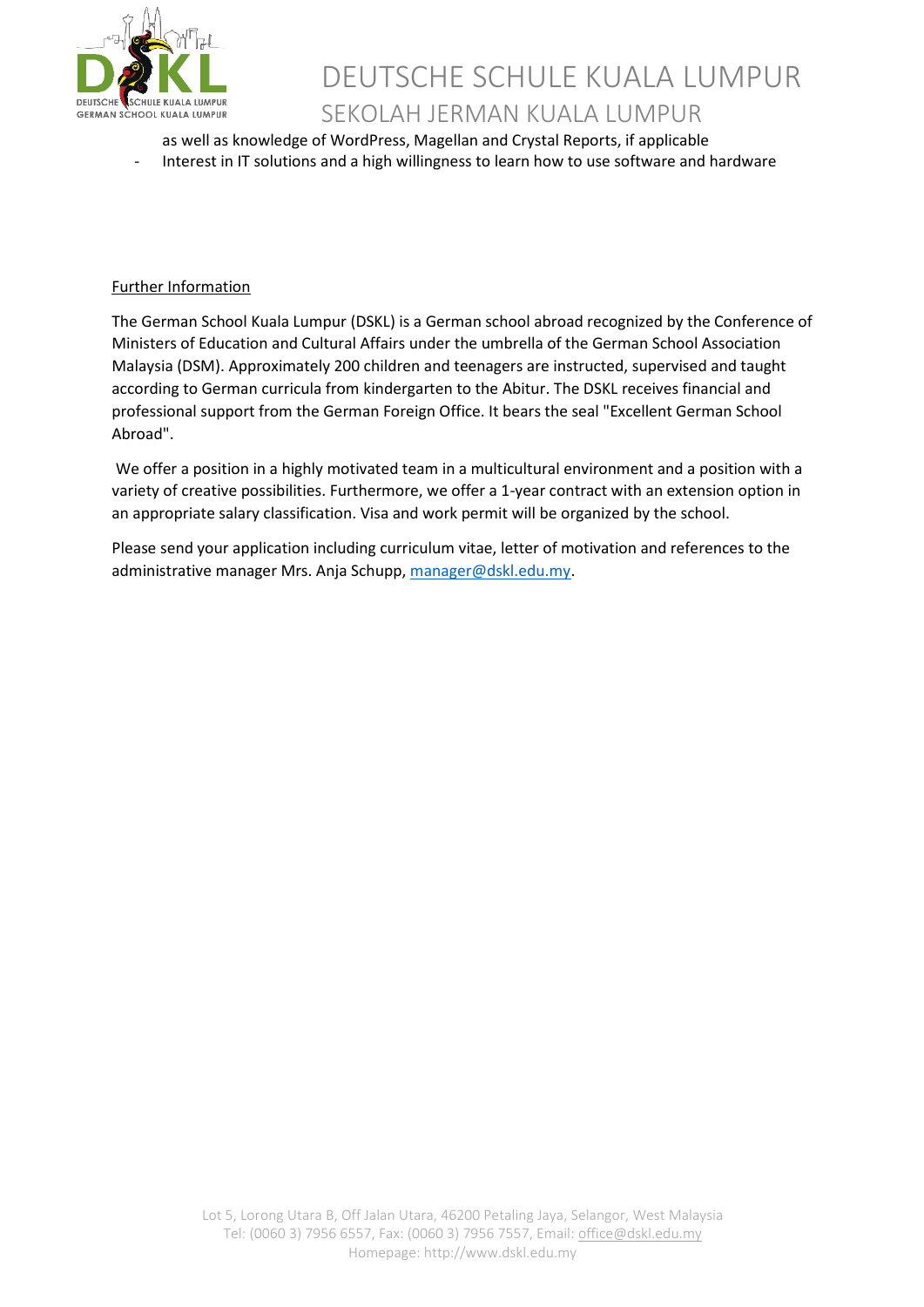as well as knowledge of WordPress, Magellan and Crystal Reports, if applicable

- Interest in IT solutions and a high willingness to learn how to use software and hardware

Further Information

The German School Kuala Lumpur (DSKL) is a German school abroad recognized by the Conference of Ministers of Education and Cultural Affairs under the umbrella of the German School Association Malaysia (DSM). Approximately 200 children and teenagers are instructed, supervised and taught according to German curricula from kindergarten to the Abitur. The DSKL receives financial and professional support from the German Foreign Office. It bears the seal "Excellent German School Abroad".

We offer a position in a highly motivated team in a multicultural environment and a position with a variety of creative possibilities. Furthermore, we offer a 1-year contract with an extension option in an appropriate salary classification. Visa and work permit will be organized by the school.

Please send your application including curriculum vitae, letter of motivation and references to the administrative manager Mrs. Anja Schupp, manager@dskl.edu.my.